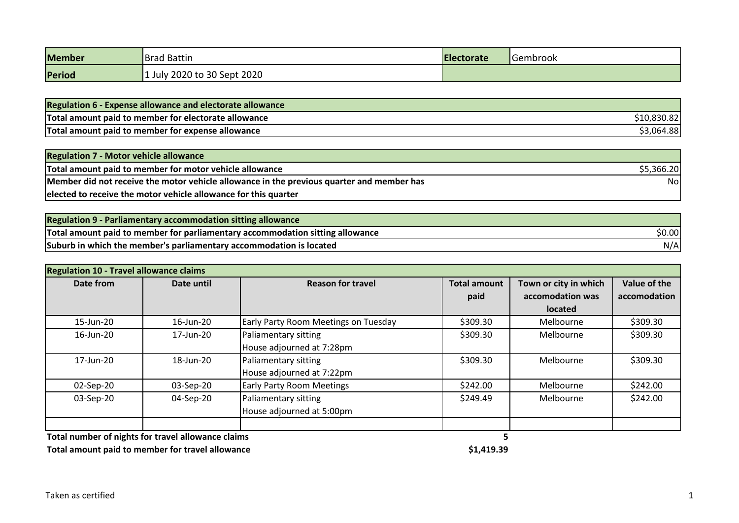| Member | Brad Battin | Electorate | Gembrook |
| --- | --- | --- | --- |
| Period | 1 July 2020 to 30 Sept 2020 | | |

| Regulation 6 - Expense allowance and electorate allowance | |
| --- | --- |
| Total amount paid to member for electorate allowance | $10,830.82 |
| Total amount paid to member for expense allowance | $3,064.88 |

| Regulation 7 - Motor vehicle allowance | |
| --- | --- |
| Total amount paid to member for motor vehicle allowance | $5,366.20 |
| Member did not receive the motor vehicle allowance in the previous quarter and member has elected to receive the motor vehicle allowance for this quarter | No |

| Regulation 9 - Parliamentary accommodation sitting allowance | |
| --- | --- |
| Total amount paid to member for parliamentary accommodation sitting allowance | $0.00 |
| Suburb in which the member's parliamentary accommodation is located | N/A |

**Regulation 10 - Travel allowance claims**

| Date from | Date until | Reason for travel | Total amount paid | Town or city in which accomodation was located | Value of the accomodation |
| --- | --- | --- | --- | --- | --- |
| 15-Jun-20 | 16-Jun-20 | Early Party Room Meetings on Tuesday | $309.30 | Melbourne | $309.30 |
| 16-Jun-20 | 17-Jun-20 | Paliamentary sitting<br>House adjourned at 7:28pm | $309.30 | Melbourne | $309.30 |
| 17-Jun-20 | 18-Jun-20 | Paliamentary sitting<br>House adjourned at 7:22pm | $309.30 | Melbourne | $309.30 |
| 02-Sep-20 | 03-Sep-20 | Early Party Room Meetings | $242.00 | Melbourne | $242.00 |
| 03-Sep-20 | 04-Sep-20 | Paliamentary sitting<br>House adjourned at 5:00pm | $249.49 | Melbourne | $242.00 |
| | | | | | |

**Total number of nights for travel allowance claims** 5

**Total amount paid to member for travel allowance** $1,419.39

Taken as certified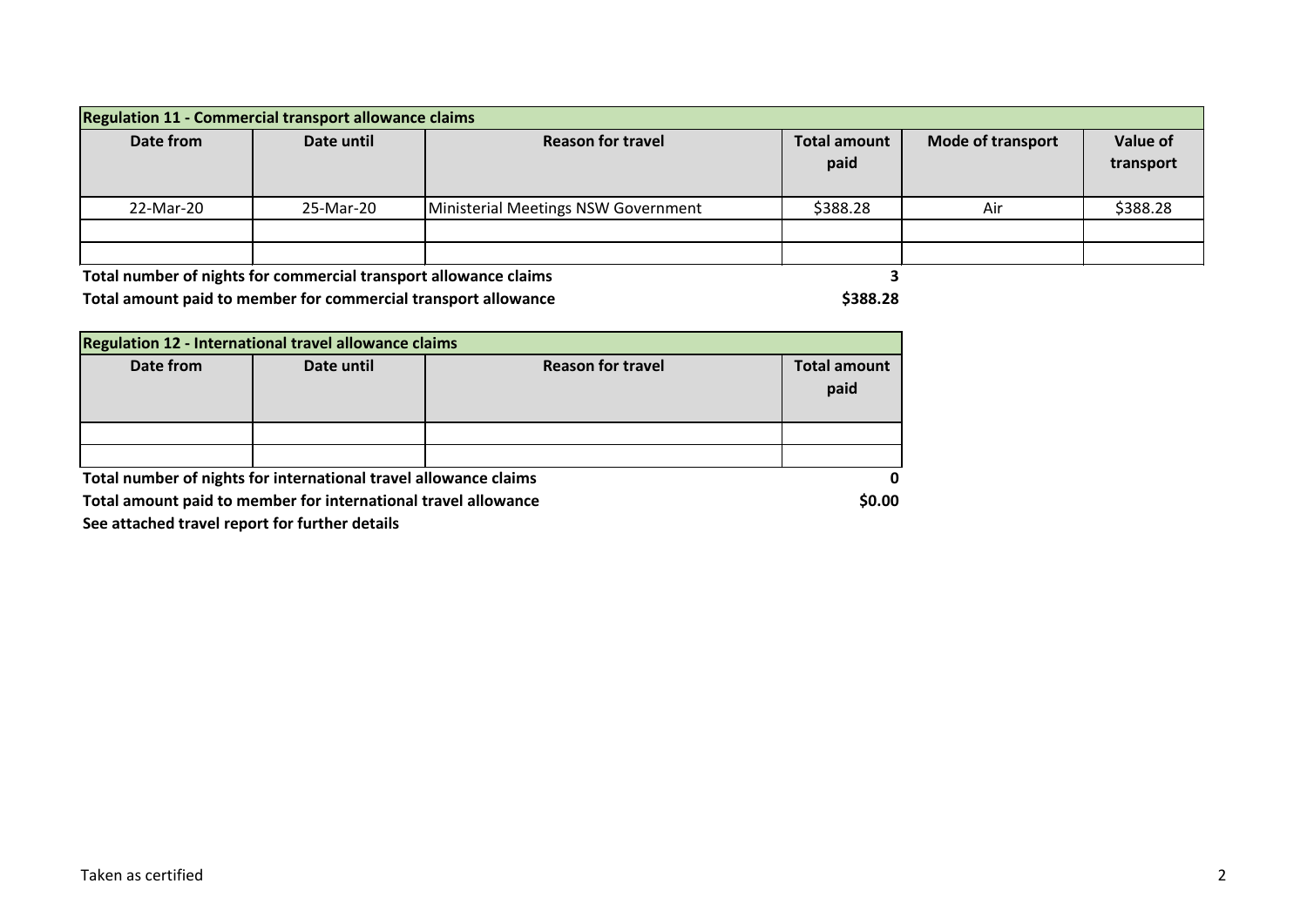**Regulation 11 - Commercial transport allowance claims**

| Date from | Date until | Reason for travel | Total amount paid | Mode of transport | Value of transport |
|---|---|---|---|---|---|
| 22-Mar-20 | 25-Mar-20 | Ministerial Meetings NSW Government | $388.28 | Air | $388.28 |
| | | | | | |
| | | | | | |

**Total number of nights for commercial transport allowance claims** **3**

**Total amount paid to member for commercial transport allowance** **$388.28**

**Regulation 12 - International travel allowance claims**

| Date from | Date until | Reason for travel | Total amount paid |
|---|---|---|---|
| | | | |
| | | | |

**Total number of nights for international travel allowance claims** **0**

**Total amount paid to member for international travel allowance** **$0.00**

**See attached travel report for further details**

Taken as certified